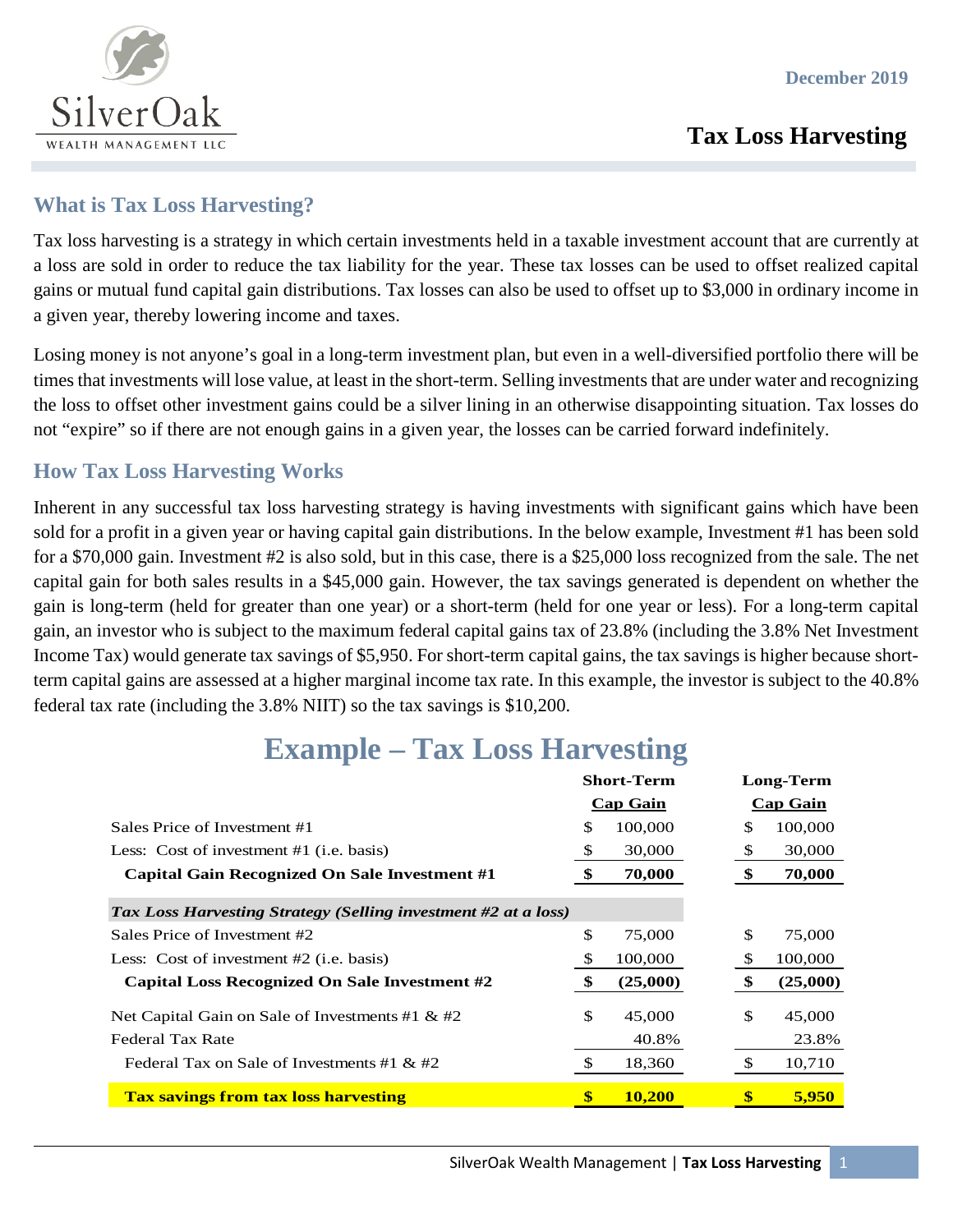SilverOak

WEALTH MANAGEMENT LLC

December 2019

# Tax Loss Harvesting

## What is Tax Loss Harvesting?

Tax loss harvesting is a strategy in which certain investments held in a taxable investment account that are currently at a loss are sold in order to reduce the tax liability for the year. These tax losses can be used to offset realized capital gains or mutual fund capital gain distributions. Tax losses can also be used to offset up to $3,000 in ordinary income in a given year, thereby lowering income and taxes.

Losing money is not anyone's goal in a long-term investment plan, but even in a well-diversified portfolio there will be times that investments will lose value, at least in the short-term. Selling investments that are under water and recognizing the loss to offset other investment gains could be a silver lining in an otherwise disappointing situation. Tax losses do not "expire" so if there are not enough gains in a given year, the losses can be carried forward indefinitely.

## How Tax Loss Harvesting Works

Inherent in any successful tax loss harvesting strategy is having investments with significant gains which have been sold for a profit in a given year or having capital gain distributions. In the below example, Investment #1 has been sold for a $70,000 gain. Investment #2 is also sold, but in this case, there is a $25,000 loss recognized from the sale. The net capital gain for both sales results in a $45,000 gain. However, the tax savings generated is dependent on whether the gain is long-term (held for greater than one year) or a short-term (held for one year or less). For a long-term capital gain, an investor who is subject to the maximum federal capital gains tax of 23.8% (including the 3.8% Net Investment Income Tax) would generate tax savings of $5,950. For short-term capital gains, the tax savings is higher because short-term capital gains are assessed at a higher marginal income tax rate. In this example, the investor is subject to the 40.8% federal tax rate (including the 3.8% NIIT) so the tax savings is $10,200.

## Example – Tax Loss Harvesting

| | Short-Term Cap Gain | Long-Term Cap Gain |
|---|---|---|
| Sales Price of Investment #1 | $ 100,000 | $ 100,000 |
| Less: Cost of investment #1 (i.e. basis) | $ 30,000 | $ 30,000 |
| **Capital Gain Recognized On Sale Investment #1** | **$ 70,000** | **$ 70,000** |
| ***Tax Loss Harvesting Strategy (Selling investment #2 at a loss)*** | | |
| Sales Price of Investment #2 | $ 75,000 | $ 75,000 |
| Less: Cost of investment #2 (i.e. basis) | $ 100,000 | $ 100,000 |
| **Capital Loss Recognized On Sale Investment #2** | **$ (25,000)** | **$ (25,000)** |
| Net Capital Gain on Sale of Investments #1 & #2 | $ 45,000 | $ 45,000 |
| Federal Tax Rate | 40.8% | 23.8% |
| Federal Tax on Sale of Investments #1 & #2 | $ 18,360 | $ 10,710 |
| **Tax savings from tax loss harvesting** | **$ 10,200** | **$ 5,950** |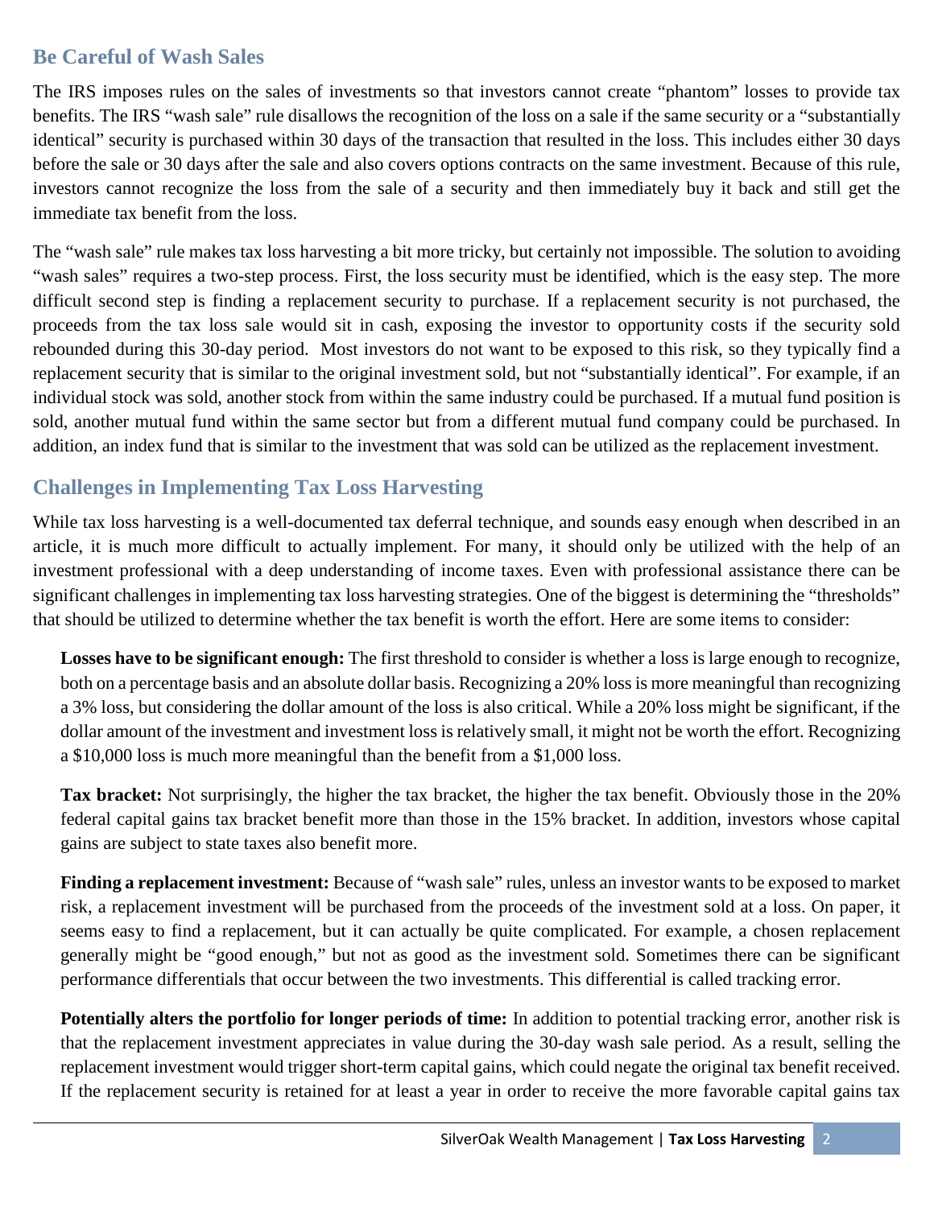## Be Careful of Wash Sales

The IRS imposes rules on the sales of investments so that investors cannot create "phantom" losses to provide tax benefits. The IRS "wash sale" rule disallows the recognition of the loss on a sale if the same security or a "substantially identical" security is purchased within 30 days of the transaction that resulted in the loss. This includes either 30 days before the sale or 30 days after the sale and also covers options contracts on the same investment. Because of this rule, investors cannot recognize the loss from the sale of a security and then immediately buy it back and still get the immediate tax benefit from the loss.

The "wash sale" rule makes tax loss harvesting a bit more tricky, but certainly not impossible. The solution to avoiding "wash sales" requires a two-step process. First, the loss security must be identified, which is the easy step. The more difficult second step is finding a replacement security to purchase. If a replacement security is not purchased, the proceeds from the tax loss sale would sit in cash, exposing the investor to opportunity costs if the security sold rebounded during this 30-day period. Most investors do not want to be exposed to this risk, so they typically find a replacement security that is similar to the original investment sold, but not "substantially identical". For example, if an individual stock was sold, another stock from within the same industry could be purchased. If a mutual fund position is sold, another mutual fund within the same sector but from a different mutual fund company could be purchased. In addition, an index fund that is similar to the investment that was sold can be utilized as the replacement investment.

## Challenges in Implementing Tax Loss Harvesting

While tax loss harvesting is a well-documented tax deferral technique, and sounds easy enough when described in an article, it is much more difficult to actually implement. For many, it should only be utilized with the help of an investment professional with a deep understanding of income taxes. Even with professional assistance there can be significant challenges in implementing tax loss harvesting strategies. One of the biggest is determining the "thresholds" that should be utilized to determine whether the tax benefit is worth the effort. Here are some items to consider:

**Losses have to be significant enough:** The first threshold to consider is whether a loss is large enough to recognize, both on a percentage basis and an absolute dollar basis. Recognizing a 20% loss is more meaningful than recognizing a 3% loss, but considering the dollar amount of the loss is also critical. While a 20% loss might be significant, if the dollar amount of the investment and investment loss is relatively small, it might not be worth the effort. Recognizing a $10,000 loss is much more meaningful than the benefit from a $1,000 loss.

**Tax bracket:** Not surprisingly, the higher the tax bracket, the higher the tax benefit. Obviously those in the 20% federal capital gains tax bracket benefit more than those in the 15% bracket. In addition, investors whose capital gains are subject to state taxes also benefit more.

**Finding a replacement investment:** Because of "wash sale" rules, unless an investor wants to be exposed to market risk, a replacement investment will be purchased from the proceeds of the investment sold at a loss. On paper, it seems easy to find a replacement, but it can actually be quite complicated. For example, a chosen replacement generally might be "good enough," but not as good as the investment sold. Sometimes there can be significant performance differentials that occur between the two investments. This differential is called tracking error.

**Potentially alters the portfolio for longer periods of time:** In addition to potential tracking error, another risk is that the replacement investment appreciates in value during the 30-day wash sale period. As a result, selling the replacement investment would trigger short-term capital gains, which could negate the original tax benefit received. If the replacement security is retained for at least a year in order to receive the more favorable capital gains tax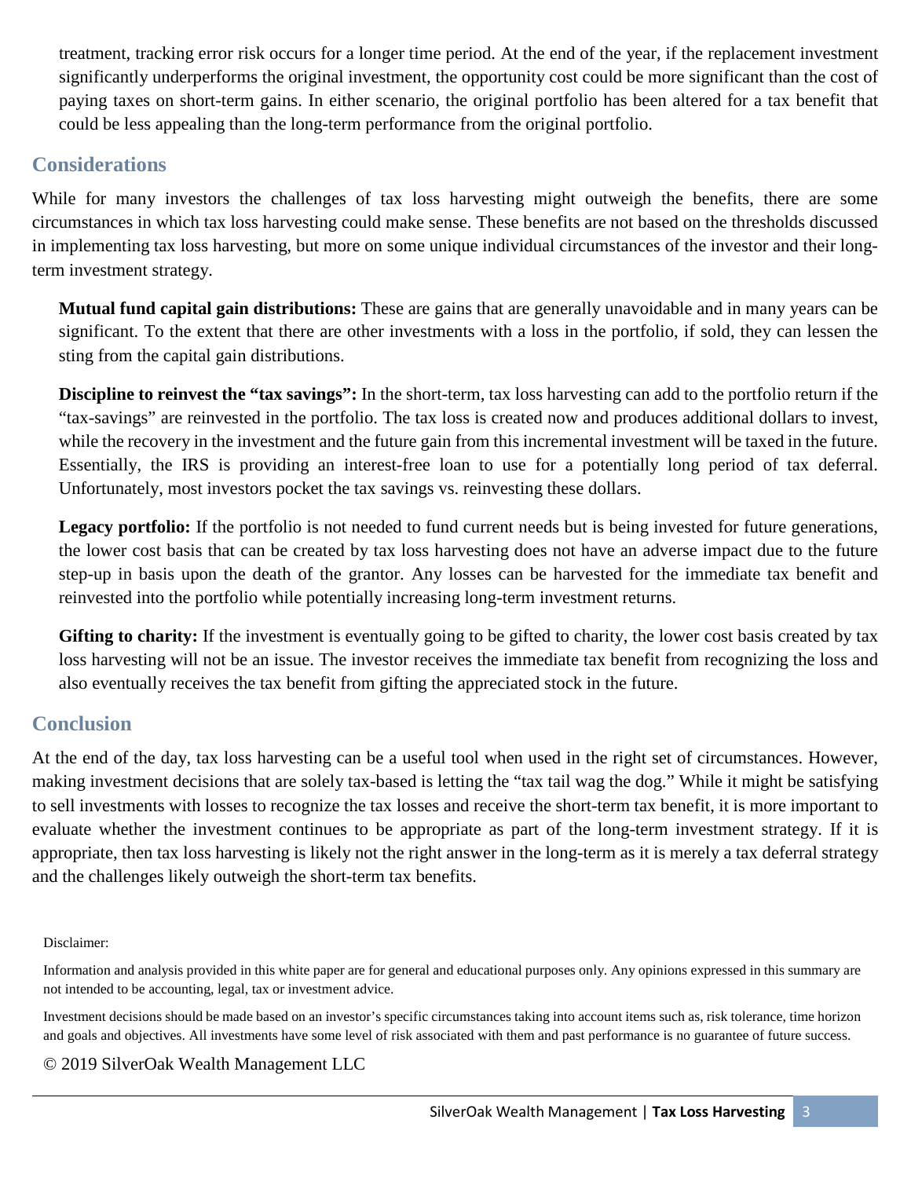treatment, tracking error risk occurs for a longer time period. At the end of the year, if the replacement investment significantly underperforms the original investment, the opportunity cost could be more significant than the cost of paying taxes on short-term gains. In either scenario, the original portfolio has been altered for a tax benefit that could be less appealing than the long-term performance from the original portfolio.

## Considerations

While for many investors the challenges of tax loss harvesting might outweigh the benefits, there are some circumstances in which tax loss harvesting could make sense. These benefits are not based on the thresholds discussed in implementing tax loss harvesting, but more on some unique individual circumstances of the investor and their long-term investment strategy.

**Mutual fund capital gain distributions:** These are gains that are generally unavoidable and in many years can be significant. To the extent that there are other investments with a loss in the portfolio, if sold, they can lessen the sting from the capital gain distributions.

**Discipline to reinvest the "tax savings":** In the short-term, tax loss harvesting can add to the portfolio return if the "tax-savings" are reinvested in the portfolio. The tax loss is created now and produces additional dollars to invest, while the recovery in the investment and the future gain from this incremental investment will be taxed in the future. Essentially, the IRS is providing an interest-free loan to use for a potentially long period of tax deferral. Unfortunately, most investors pocket the tax savings vs. reinvesting these dollars.

**Legacy portfolio:** If the portfolio is not needed to fund current needs but is being invested for future generations, the lower cost basis that can be created by tax loss harvesting does not have an adverse impact due to the future step-up in basis upon the death of the grantor. Any losses can be harvested for the immediate tax benefit and reinvested into the portfolio while potentially increasing long-term investment returns.

**Gifting to charity:** If the investment is eventually going to be gifted to charity, the lower cost basis created by tax loss harvesting will not be an issue. The investor receives the immediate tax benefit from recognizing the loss and also eventually receives the tax benefit from gifting the appreciated stock in the future.

## Conclusion

At the end of the day, tax loss harvesting can be a useful tool when used in the right set of circumstances. However, making investment decisions that are solely tax-based is letting the "tax tail wag the dog." While it might be satisfying to sell investments with losses to recognize the tax losses and receive the short-term tax benefit, it is more important to evaluate whether the investment continues to be appropriate as part of the long-term investment strategy. If it is appropriate, then tax loss harvesting is likely not the right answer in the long-term as it is merely a tax deferral strategy and the challenges likely outweigh the short-term tax benefits.

Disclaimer:

Information and analysis provided in this white paper are for general and educational purposes only. Any opinions expressed in this summary are not intended to be accounting, legal, tax or investment advice.

Investment decisions should be made based on an investor's specific circumstances taking into account items such as, risk tolerance, time horizon and goals and objectives. All investments have some level of risk associated with them and past performance is no guarantee of future success.

© 2019 SilverOak Wealth Management LLC